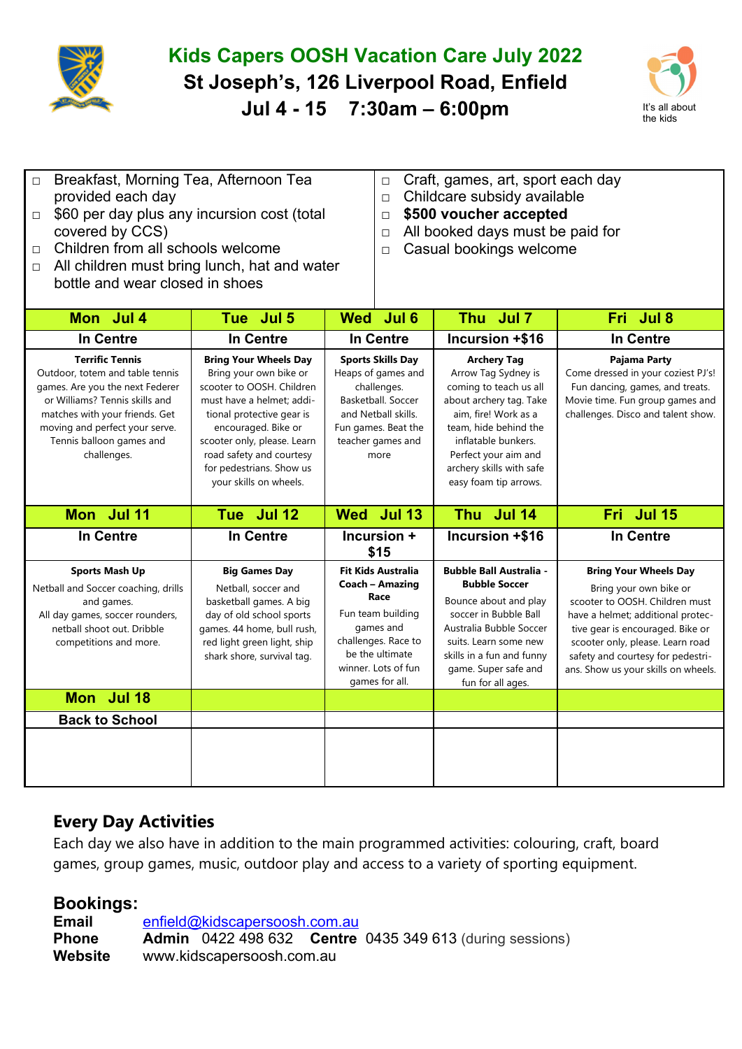# Kids Capers OOSH Vacation Care July 2022

## St Joseph's, 126 Liverpool Road, Enfield

## Jul 4 - 15    7:30am – 6:00pm

It's all about the kids

- Breakfast, Morning Tea, Afternoon Tea provided each day
- $60 per day plus any incursion cost (total covered by CCS)
- Children from all schools welcome
- All children must bring lunch, hat and water bottle and wear closed in shoes
- Craft, games, art, sport each day
- Childcare subsidy available
- **$500 voucher accepted**
- All booked days must be paid for
- Casual bookings welcome

| Mon Jul 4 | Tue Jul 5 | Wed Jul 6 | Thu Jul 7 | Fri Jul 8 |
|---|---|---|---|---|
| In Centre | In Centre | In Centre | Incursion +$16 | In Centre |
| **Terrific Tennis** Outdoor, totem and table tennis games. Are you the next Federer or Williams? Tennis skills and matches with your friends. Get moving and perfect your serve. Tennis balloon games and challenges. | **Bring Your Wheels Day** Bring your own bike or scooter to OOSH. Children must have a helmet; additional protective gear is encouraged. Bike or scooter only, please. Learn road safety and courtesy for pedestrians. Show us your skills on wheels. | **Sports Skills Day** Heaps of games and challenges. Basketball. Soccer and Netball skills. Fun games. Beat the teacher games and more | **Archery Tag** Arrow Tag Sydney is coming to teach us all about archery tag. Take aim, fire! Work as a team, hide behind the inflatable bunkers. Perfect your aim and archery skills with safe easy foam tip arrows. | **Pajama Party** Come dressed in your coziest PJ's! Fun dancing, games, and treats. Movie time. Fun group games and challenges. Disco and talent show. |
| **Mon Jul 11** | **Tue Jul 12** | **Wed Jul 13** | **Thu Jul 14** | **Fri Jul 15** |
| In Centre | In Centre | Incursion + $15 | Incursion +$16 | In Centre |
| **Sports Mash Up** Netball and Soccer coaching, drills and games. All day games, soccer rounders, netball shoot out. Dribble competitions and more. | **Big Games Day** Netball, soccer and basketball games. A big day of old school sports games. 44 home, bull rush, red light green light, ship shark shore, survival tag. | **Fit Kids Australia Coach – Amazing Race** Fun team building games and challenges. Race to be the ultimate winner. Lots of fun games for all. | **Bubble Ball Australia - Bubble Soccer** Bounce about and play soccer in Bubble Ball Australia Bubble Soccer suits. Learn some new skills in a fun and funny game. Super safe and fun for all ages. | **Bring Your Wheels Day** Bring your own bike or scooter to OOSH. Children must have a helmet; additional protective gear is encouraged. Bike or scooter only, please. Learn road safety and courtesy for pedestrians. Show us your skills on wheels. |
| **Mon Jul 18** | | | | |
| Back to School | | | | |

## Every Day Activities

Each day we also have in addition to the main programmed activities: colouring, craft, board games, group games, music, outdoor play and access to a variety of sporting equipment.

## Bookings:

**Email** enfield@kidscapersoosh.com.au
**Phone** **Admin** 0422 498 632 **Centre** 0435 349 613 (during sessions)
**Website** www.kidscapersoosh.com.au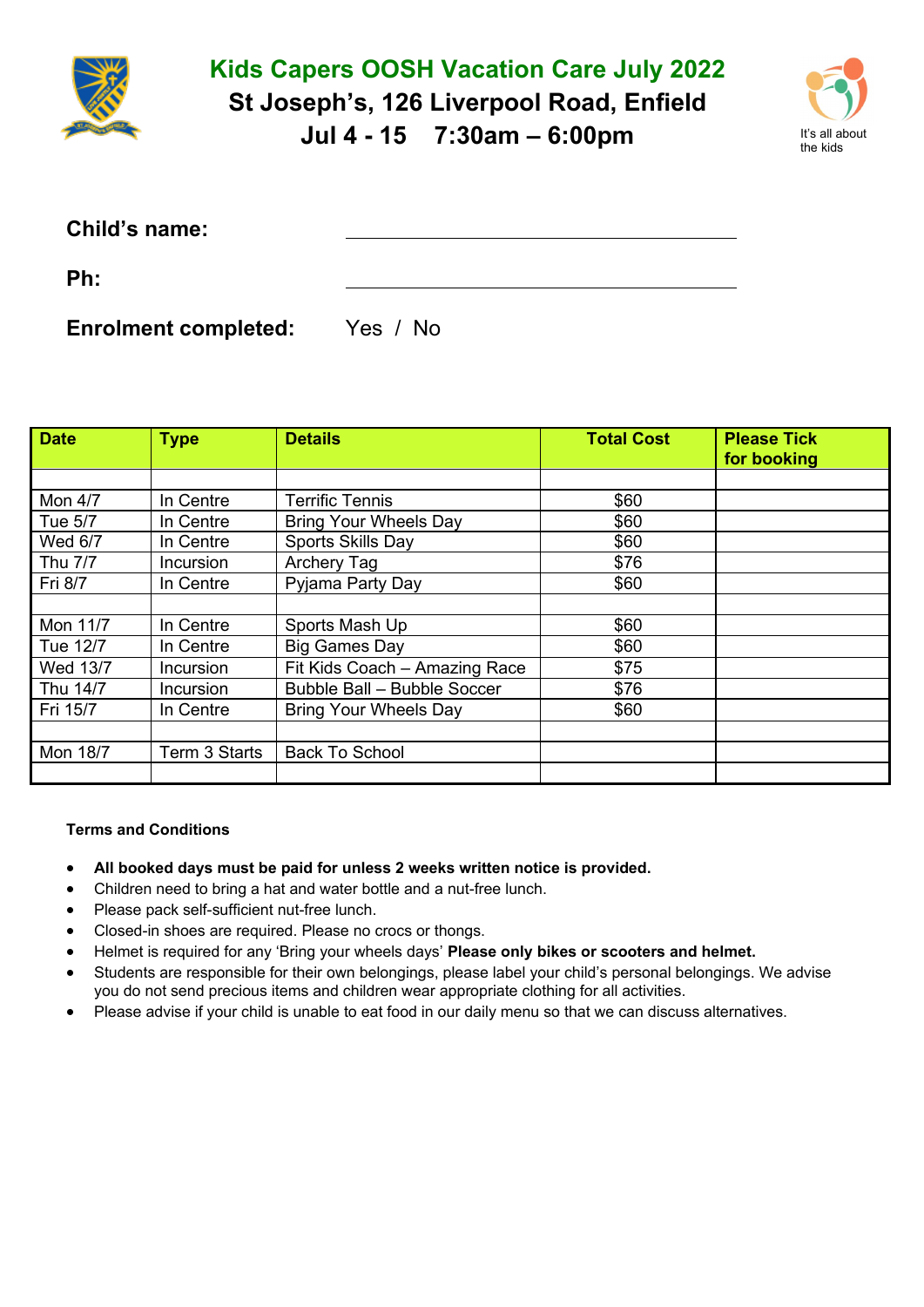# Kids Capers OOSH Vacation Care July 2022

## St Joseph's, 126 Liverpool Road, Enfield

## Jul 4 - 15 7:30am – 6:00pm

It's all about the kids

**Child's name:** ______________________

**Ph:** ______________________

**Enrolment completed:** Yes / No

| Date | Type | Details | Total Cost | Please Tick for booking |
|---|---|---|---|---|
| | | | | |
| Mon 4/7 | In Centre | Terrific Tennis | $60 | |
| Tue 5/7 | In Centre | Bring Your Wheels Day | $60 | |
| Wed 6/7 | In Centre | Sports Skills Day | $60 | |
| Thu 7/7 | Incursion | Archery Tag | $76 | |
| Fri 8/7 | In Centre | Pyjama Party Day | $60 | |
| | | | | |
| Mon 11/7 | In Centre | Sports Mash Up | $60 | |
| Tue 12/7 | In Centre | Big Games Day | $60 | |
| Wed 13/7 | Incursion | Fit Kids Coach – Amazing Race | $75 | |
| Thu 14/7 | Incursion | Bubble Ball – Bubble Soccer | $76 | |
| Fri 15/7 | In Centre | Bring Your Wheels Day | $60 | |
| | | | | |
| Mon 18/7 | Term 3 Starts | Back To School | | |
| | | | | |

**Terms and Conditions**

- **All booked days must be paid for unless 2 weeks written notice is provided.**
- Children need to bring a hat and water bottle and a nut-free lunch.
- Please pack self-sufficient nut-free lunch.
- Closed-in shoes are required. Please no crocs or thongs.
- Helmet is required for any 'Bring your wheels days' **Please only bikes or scooters and helmet.**
- Students are responsible for their own belongings, please label your child's personal belongings. We advise you do not send precious items and children wear appropriate clothing for all activities.
- Please advise if your child is unable to eat food in our daily menu so that we can discuss alternatives.